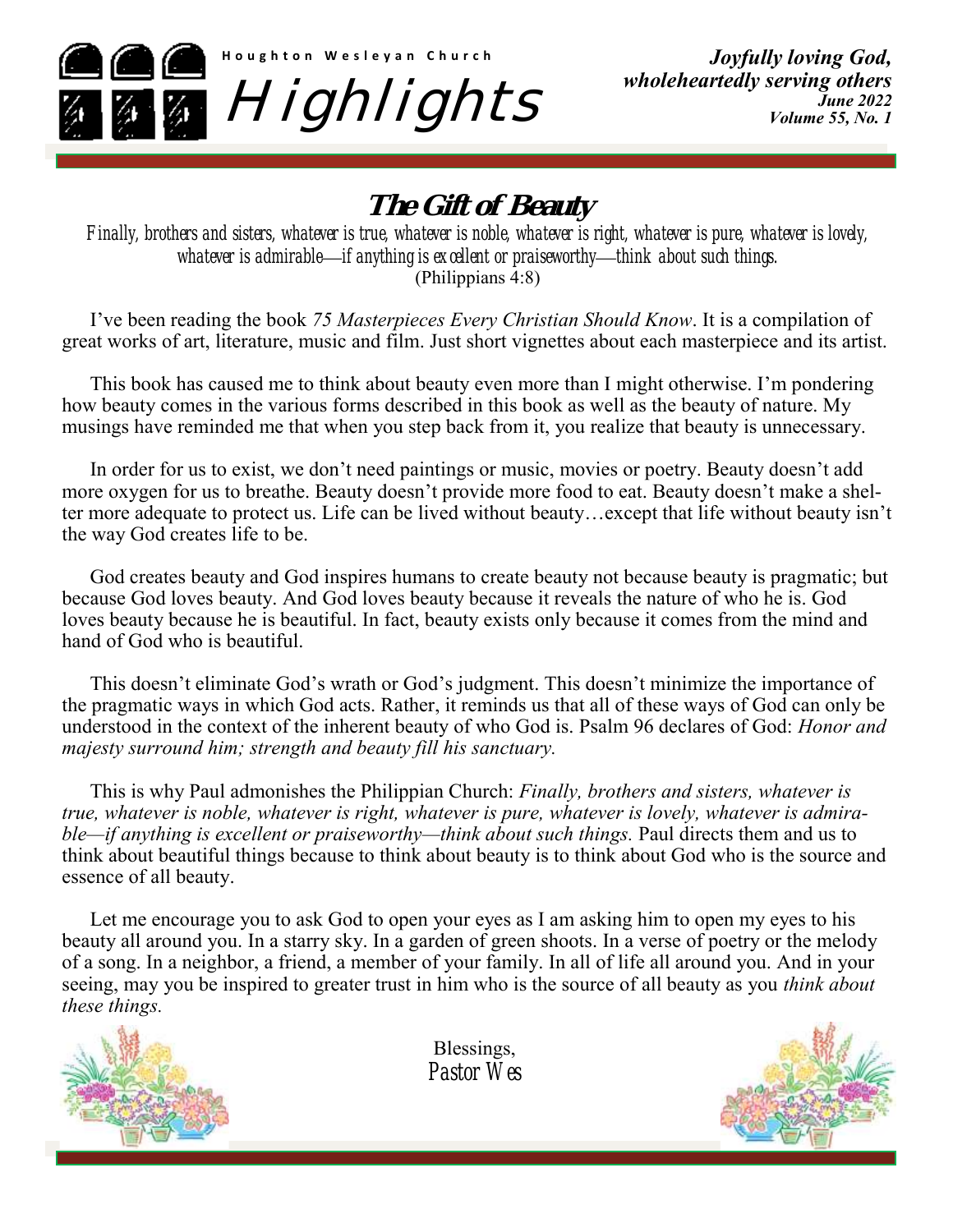Houghton Wesleyan Church

# Highlights

***Joyfully loving God, wholeheartedly serving others***
***June 2022***
***Volume 55, No. 1***

## The Gift of Beauty

*Finally, brothers and sisters, whatever is true, whatever is noble, whatever is right, whatever is pure, whatever is lovely, whatever is admirable—if anything is excellent or praiseworthy—think about such things.*
(Philippians 4:8)

I've been reading the book *75 Masterpieces Every Christian Should Know*. It is a compilation of great works of art, literature, music and film. Just short vignettes about each masterpiece and its artist.

This book has caused me to think about beauty even more than I might otherwise. I'm pondering how beauty comes in the various forms described in this book as well as the beauty of nature. My musings have reminded me that when you step back from it, you realize that beauty is unnecessary.

In order for us to exist, we don't need paintings or music, movies or poetry. Beauty doesn't add more oxygen for us to breathe. Beauty doesn't provide more food to eat. Beauty doesn't make a shelter more adequate to protect us. Life can be lived without beauty…except that life without beauty isn't the way God creates life to be.

God creates beauty and God inspires humans to create beauty not because beauty is pragmatic; but because God loves beauty. And God loves beauty because it reveals the nature of who he is. God loves beauty because he is beautiful. In fact, beauty exists only because it comes from the mind and hand of God who is beautiful.

This doesn't eliminate God's wrath or God's judgment. This doesn't minimize the importance of the pragmatic ways in which God acts. Rather, it reminds us that all of these ways of God can only be understood in the context of the inherent beauty of who God is. Psalm 96 declares of God: *Honor and majesty surround him; strength and beauty fill his sanctuary.*

This is why Paul admonishes the Philippian Church: *Finally, brothers and sisters, whatever is true, whatever is noble, whatever is right, whatever is pure, whatever is lovely, whatever is admirable—if anything is excellent or praiseworthy—think about such things.* Paul directs them and us to think about beautiful things because to think about beauty is to think about God who is the source and essence of all beauty.

Let me encourage you to ask God to open your eyes as I am asking him to open my eyes to his beauty all around you. In a starry sky. In a garden of green shoots. In a verse of poetry or the melody of a song. In a neighbor, a friend, a member of your family. In all of life all around you. And in your seeing, may you be inspired to greater trust in him who is the source of all beauty as you *think about these things.*

Blessings,
Pastor Wes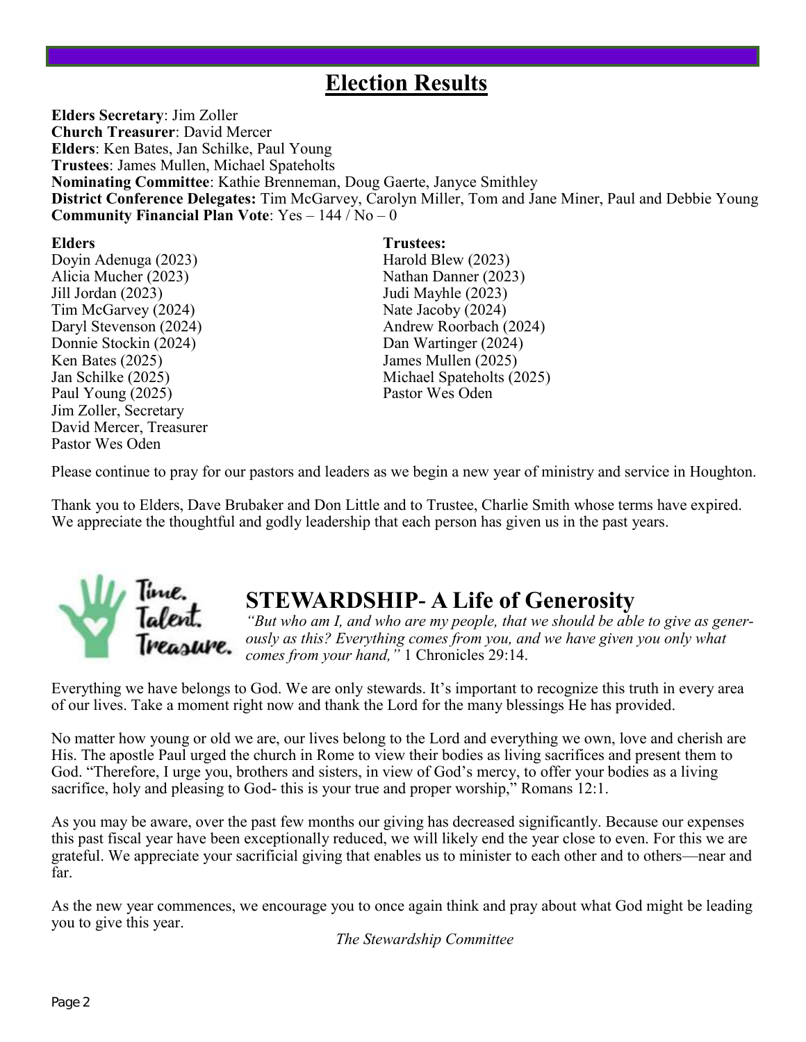# Election Results

**Elders Secretary**: Jim Zoller
**Church Treasurer**: David Mercer
**Elders**: Ken Bates, Jan Schilke, Paul Young
**Trustees**: James Mullen, Michael Spateholts
**Nominating Committee**: Kathie Brenneman, Doug Gaerte, Janyce Smithley
**District Conference Delegates:** Tim McGarvey, Carolyn Miller, Tom and Jane Miner, Paul and Debbie Young
**Community Financial Plan Vote**: Yes – 144 / No – 0

**Elders**
Doyin Adenuga (2023)
Alicia Mucher (2023)
Jill Jordan (2023)
Tim McGarvey (2024)
Daryl Stevenson (2024)
Donnie Stockin (2024)
Ken Bates (2025)
Jan Schilke (2025)
Paul Young (2025)
Jim Zoller, Secretary
David Mercer, Treasurer
Pastor Wes Oden

**Trustees:**
Harold Blew (2023)
Nathan Danner (2023)
Judi Mayhle (2023)
Nate Jacoby (2024)
Andrew Roorbach (2024)
Dan Wartinger (2024)
James Mullen (2025)
Michael Spateholts (2025)
Pastor Wes Oden

Please continue to pray for our pastors and leaders as we begin a new year of ministry and service in Houghton.

Thank you to Elders, Dave Brubaker and Don Little and to Trustee, Charlie Smith whose terms have expired. We appreciate the thoughtful and godly leadership that each person has given us in the past years.

Time. Talent. Treasure.

## STEWARDSHIP- A Life of Generosity

*"But who am I, and who are my people, that we should be able to give as generously as this? Everything comes from you, and we have given you only what comes from your hand,"* 1 Chronicles 29:14.

Everything we have belongs to God. We are only stewards. It's important to recognize this truth in every area of our lives. Take a moment right now and thank the Lord for the many blessings He has provided.

No matter how young or old we are, our lives belong to the Lord and everything we own, love and cherish are His. The apostle Paul urged the church in Rome to view their bodies as living sacrifices and present them to God. "Therefore, I urge you, brothers and sisters, in view of God's mercy, to offer your bodies as a living sacrifice, holy and pleasing to God- this is your true and proper worship," Romans 12:1.

As you may be aware, over the past few months our giving has decreased significantly. Because our expenses this past fiscal year have been exceptionally reduced, we will likely end the year close to even. For this we are grateful. We appreciate your sacrificial giving that enables us to minister to each other and to others—near and far.

As the new year commences, we encourage you to once again think and pray about what God might be leading you to give this year.

*The Stewardship Committee*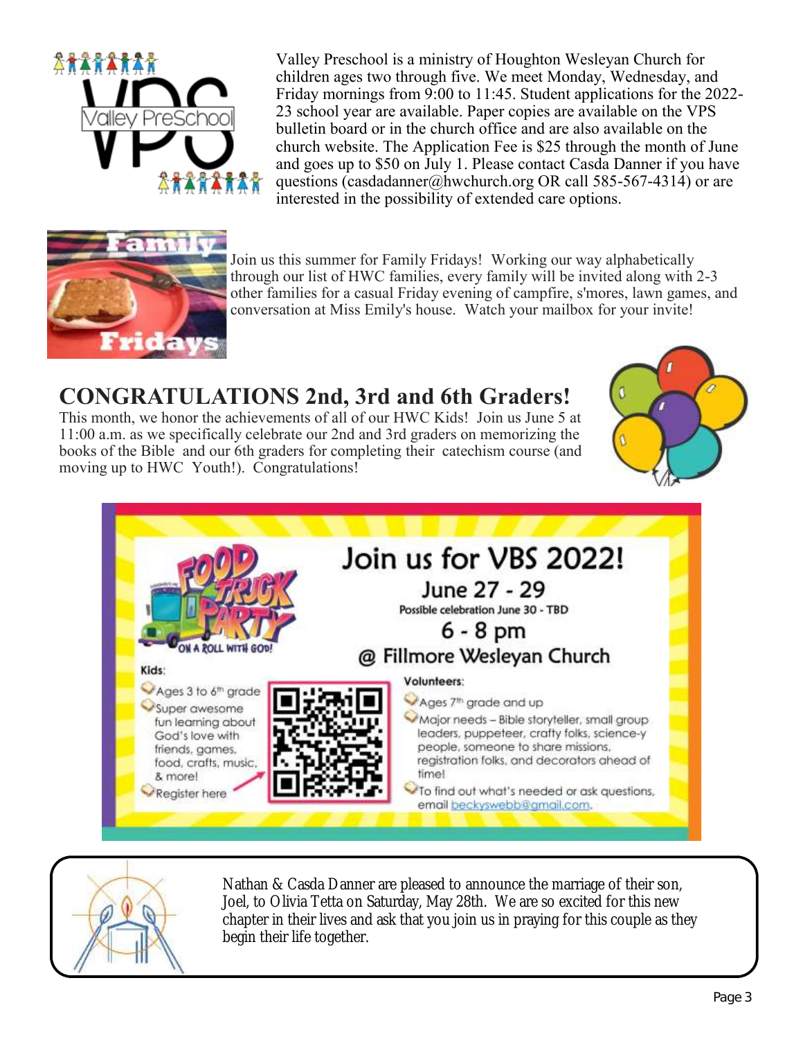Valley PreSchool

Valley Preschool is a ministry of Houghton Wesleyan Church for children ages two through five. We meet Monday, Wednesday, and Friday mornings from 9:00 to 11:45. Student applications for the 2022-23 school year are available. Paper copies are available on the VPS bulletin board or in the church office and are also available on the church website. The Application Fee is $25 through the month of June and goes up to $50 on July 1. Please contact Casda Danner if you have questions (casdadanner@hwchurch.org OR call 585-567-4314) or are interested in the possibility of extended care options.

Family Fridays

Join us this summer for Family Fridays! Working our way alphabetically through our list of HWC families, every family will be invited along with 2-3 other families for a casual Friday evening of campfire, s'mores, lawn games, and conversation at Miss Emily's house. Watch your mailbox for your invite!

## CONGRATULATIONS 2nd, 3rd and 6th Graders!

This month, we honor the achievements of all of our HWC Kids! Join us June 5 at 11:00 a.m. as we specifically celebrate our 2nd and 3rd graders on memorizing the books of the Bible and our 6th graders for completing their catechism course (and moving up to HWC Youth!). Congratulations!

## Join us for VBS 2022!

Food Truck Party – On a Roll with God!

**June 27 - 29**

Possible celebration June 30 - TBD

**6 - 8 pm**

**@ Fillmore Wesleyan Church**

**Kids:**

- Ages 3 to 6th grade
- Super awesome fun learning about God's love with friends, games, food, crafts, music, & more!
- Register here

**Volunteers:**

- Ages 7th grade and up
- Major needs – Bible storyteller, small group leaders, puppeteer, crafty folks, science-y people, someone to share missions, registration folks, and decorators ahead of time!
- To find out what's needed or ask questions, email beckyswebb@gmail.com.

Nathan & Casda Danner are pleased to announce the marriage of their son, Joel, to Olivia Tetta on Saturday, May 28th. We are so excited for this new chapter in their lives and ask that you join us in praying for this couple as they begin their life together.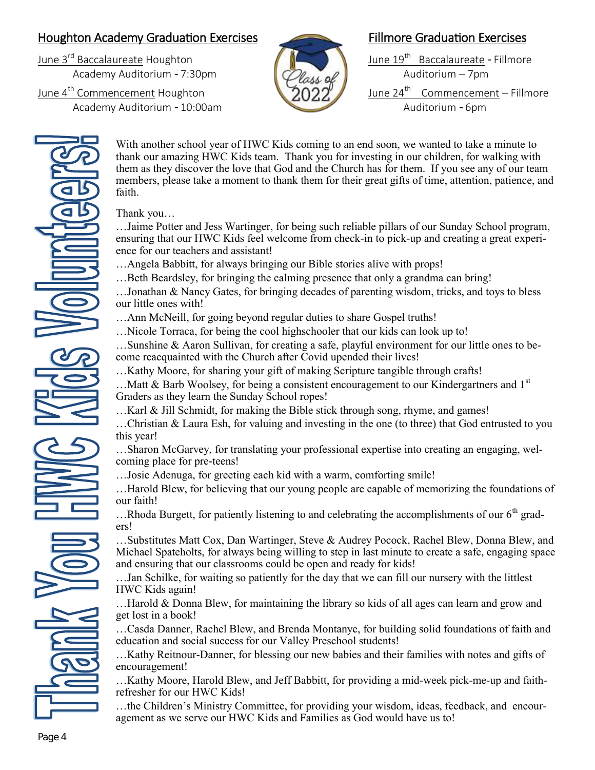## Houghton Academy Graduation Exercises

June 3rd Baccalaureate Houghton Academy Auditorium - 7:30pm

June 4th Commencement Houghton Academy Auditorium - 10:00am

Class of 2022

## Fillmore Graduation Exercises

June 19th Baccalaureate - Fillmore Auditorium – 7pm

June 24th Commencement – Fillmore Auditorium - 6pm

## Thank You HWC Kids Volunteers!

With another school year of HWC Kids coming to an end soon, we wanted to take a minute to thank our amazing HWC Kids team. Thank you for investing in our children, for walking with them as they discover the love that God and the Church has for them. If you see any of our team members, please take a moment to thank them for their great gifts of time, attention, patience, and faith.

Thank you…

…Jaime Potter and Jess Wartinger, for being such reliable pillars of our Sunday School program, ensuring that our HWC Kids feel welcome from check-in to pick-up and creating a great experience for our teachers and assistant!

…Angela Babbitt, for always bringing our Bible stories alive with props!

…Beth Beardsley, for bringing the calming presence that only a grandma can bring!

…Jonathan & Nancy Gates, for bringing decades of parenting wisdom, tricks, and toys to bless our little ones with!

…Ann McNeill, for going beyond regular duties to share Gospel truths!

…Nicole Torraca, for being the cool highschooler that our kids can look up to!

…Sunshine & Aaron Sullivan, for creating a safe, playful environment for our little ones to become reacquainted with the Church after Covid upended their lives!

…Kathy Moore, for sharing your gift of making Scripture tangible through crafts!

…Matt & Barb Woolsey, for being a consistent encouragement to our Kindergartners and 1st Graders as they learn the Sunday School ropes!

…Karl & Jill Schmidt, for making the Bible stick through song, rhyme, and games!

…Christian & Laura Esh, for valuing and investing in the one (to three) that God entrusted to you this year!

…Sharon McGarvey, for translating your professional expertise into creating an engaging, welcoming place for pre-teens!

…Josie Adenuga, for greeting each kid with a warm, comforting smile!

…Harold Blew, for believing that our young people are capable of memorizing the foundations of our faith!

…Rhoda Burgett, for patiently listening to and celebrating the accomplishments of our 6th graders!

…Substitutes Matt Cox, Dan Wartinger, Steve & Audrey Pocock, Rachel Blew, Donna Blew, and Michael Spateholts, for always being willing to step in last minute to create a safe, engaging space and ensuring that our classrooms could be open and ready for kids!

…Jan Schilke, for waiting so patiently for the day that we can fill our nursery with the littlest HWC Kids again!

…Harold & Donna Blew, for maintaining the library so kids of all ages can learn and grow and get lost in a book!

…Casda Danner, Rachel Blew, and Brenda Montanye, for building solid foundations of faith and education and social success for our Valley Preschool students!

…Kathy Reitnour-Danner, for blessing our new babies and their families with notes and gifts of encouragement!

…Kathy Moore, Harold Blew, and Jeff Babbitt, for providing a mid-week pick-me-up and faith-refresher for our HWC Kids!

…the Children's Ministry Committee, for providing your wisdom, ideas, feedback, and encouragement as we serve our HWC Kids and Families as God would have us to!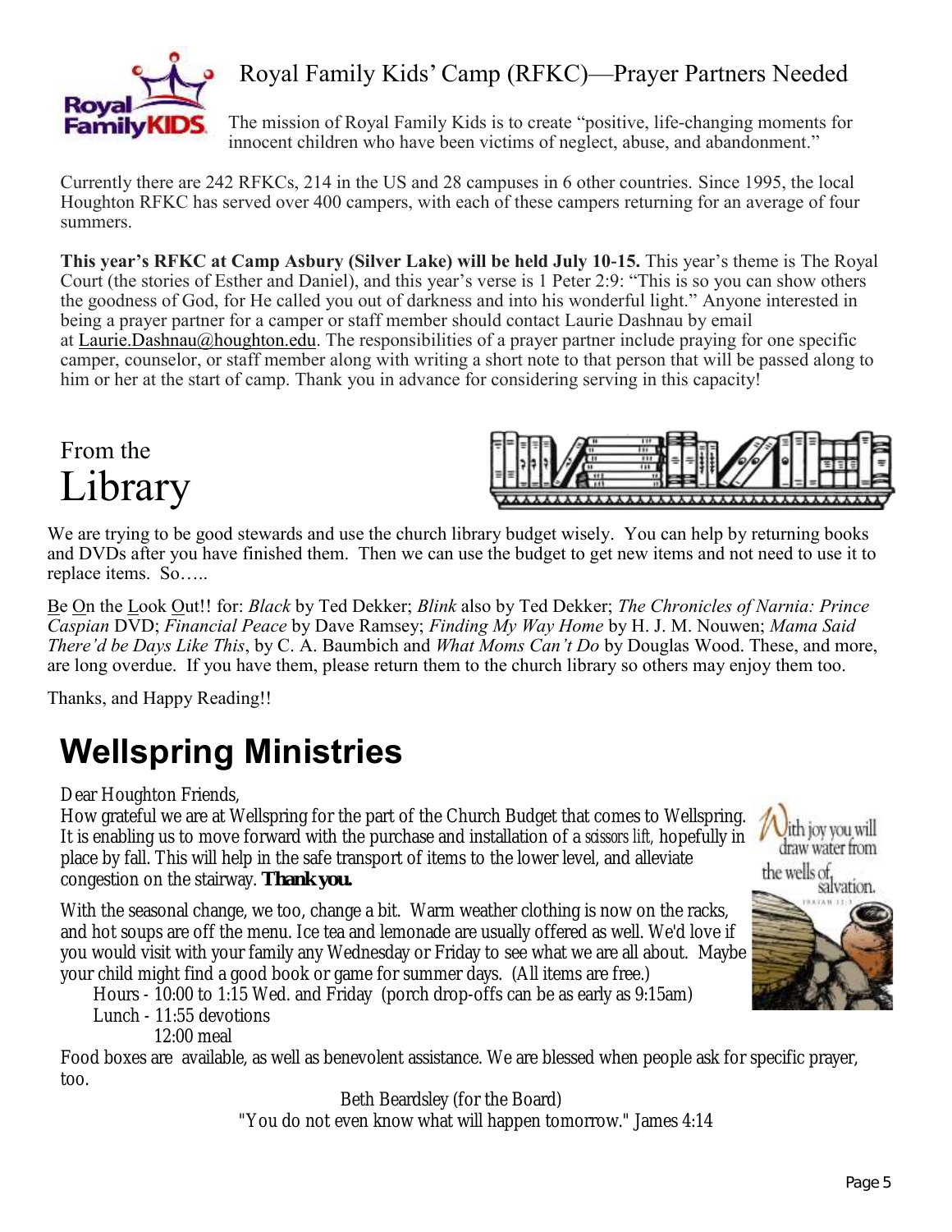## Royal Family Kids' Camp (RFKC)—Prayer Partners Needed

The mission of Royal Family Kids is to create "positive, life-changing moments for innocent children who have been victims of neglect, abuse, and abandonment."

Currently there are 242 RFKCs, 214 in the US and 28 campuses in 6 other countries. Since 1995, the local Houghton RFKC has served over 400 campers, with each of these campers returning for an average of four summers.

**This year's RFKC at Camp Asbury (Silver Lake) will be held July 10-15.** This year's theme is The Royal Court (the stories of Esther and Daniel), and this year's verse is 1 Peter 2:9: "This is so you can show others the goodness of God, for He called you out of darkness and into his wonderful light." Anyone interested in being a prayer partner for a camper or staff member should contact Laurie Dashnau by email at Laurie.Dashnau@houghton.edu. The responsibilities of a prayer partner include praying for one specific camper, counselor, or staff member along with writing a short note to that person that will be passed along to him or her at the start of camp. Thank you in advance for considering serving in this capacity!

## From the Library

We are trying to be good stewards and use the church library budget wisely. You can help by returning books and DVDs after you have finished them. Then we can use the budget to get new items and not need to use it to replace items. So…..

Be On the Look Out!! for: *Black* by Ted Dekker; *Blink* also by Ted Dekker; *The Chronicles of Narnia: Prince Caspian* DVD; *Financial Peace* by Dave Ramsey; *Finding My Way Home* by H. J. M. Nouwen; *Mama Said There'd be Days Like This*, by C. A. Baumbich and *What Moms Can't Do* by Douglas Wood. These, and more, are long overdue. If you have them, please return them to the church library so others may enjoy them too.

Thanks, and Happy Reading!!

# Wellspring Ministries

Dear Houghton Friends,

How grateful we are at Wellspring for the part of the Church Budget that comes to Wellspring. It is enabling us to move forward with the purchase and installation of a scissors lift, hopefully in place by fall. This will help in the safe transport of items to the lower level, and alleviate congestion on the stairway. **Thank you.**

With the seasonal change, we too, change a bit. Warm weather clothing is now on the racks, and hot soups are off the menu. Ice tea and lemonade are usually offered as well. We'd love if you would visit with your family any Wednesday or Friday to see what we are all about. Maybe your child might find a good book or game for summer days. (All items are free.)

Hours - 10:00 to 1:15 Wed. and Friday (porch drop-offs can be as early as 9:15am)
Lunch - 11:55 devotions
12:00 meal

Food boxes are available, as well as benevolent assistance. We are blessed when people ask for specific prayer, too.

Beth Beardsley (for the Board)
"You do not even know what will happen tomorrow." James 4:14

With joy you will draw water from the wells of salvation. Isaiah 12:3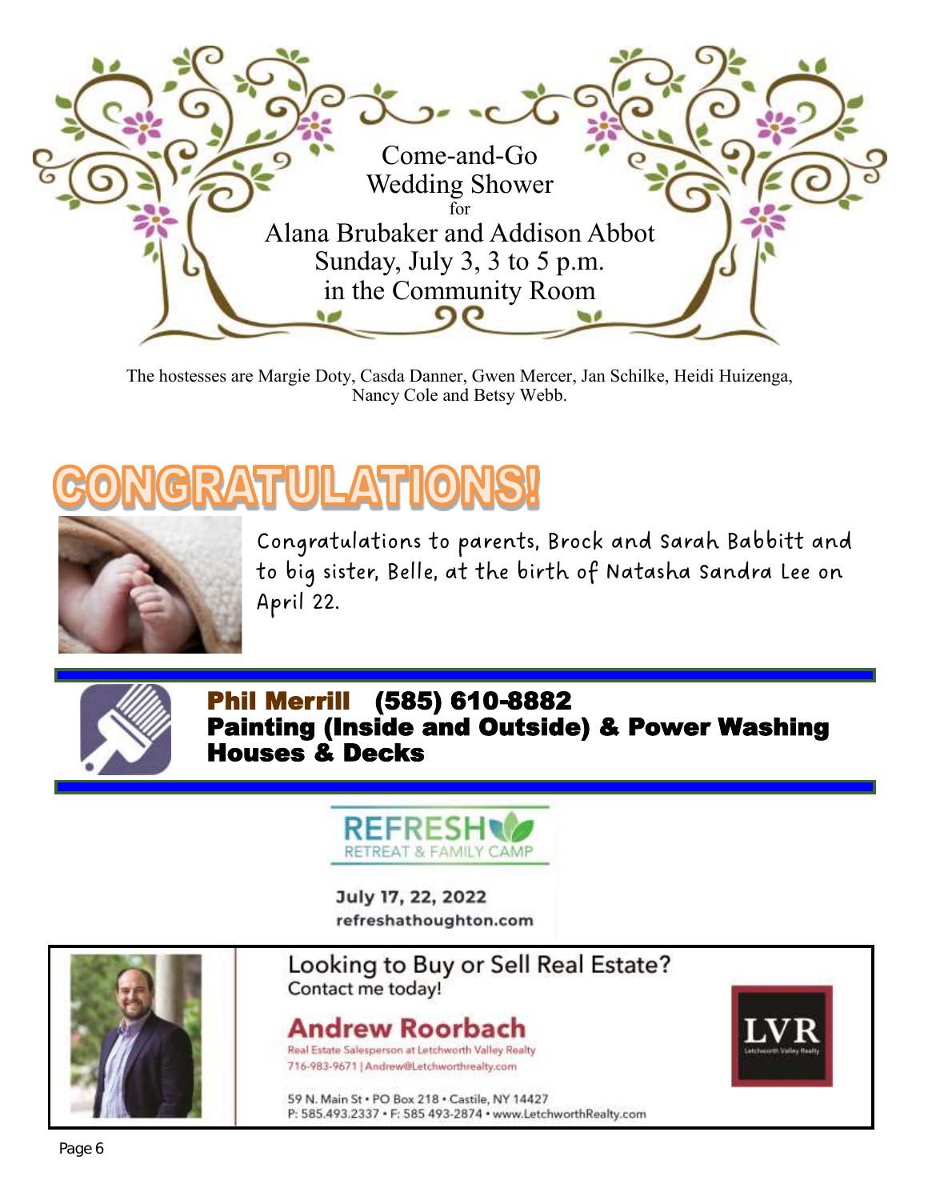Come-and-Go
Wedding Shower
for
Alana Brubaker and Addison Abbot
Sunday, July 3, 3 to 5 p.m.
in the Community Room

The hostesses are Margie Doty, Casda Danner, Gwen Mercer, Jan Schilke, Heidi Huizenga, Nancy Cole and Betsy Webb.

# CONGRATULATIONS!

Congratulations to parents, Brock and Sarah Babbitt and to big sister, Belle, at the birth of Natasha Sandra Lee on April 22.

**Phil Merrill (585) 610-8882**
**Painting (Inside and Outside) & Power Washing Houses & Decks**

REFRESH
RETREAT & FAMILY CAMP

July 17, 22, 2022
refreshathoughton.com

Looking to Buy or Sell Real Estate?
Contact me today!

**Andrew Roorbach**
Real Estate Salesperson at Letchworth Valley Realty
716-983-9671 | Andrew@Letchworthrealty.com

LVR
Letchworth Valley Realty

59 N. Main St • PO Box 218 • Castile, NY 14427
P: 585.493.2337 • F: 585 493-2874 • www.LetchworthRealty.com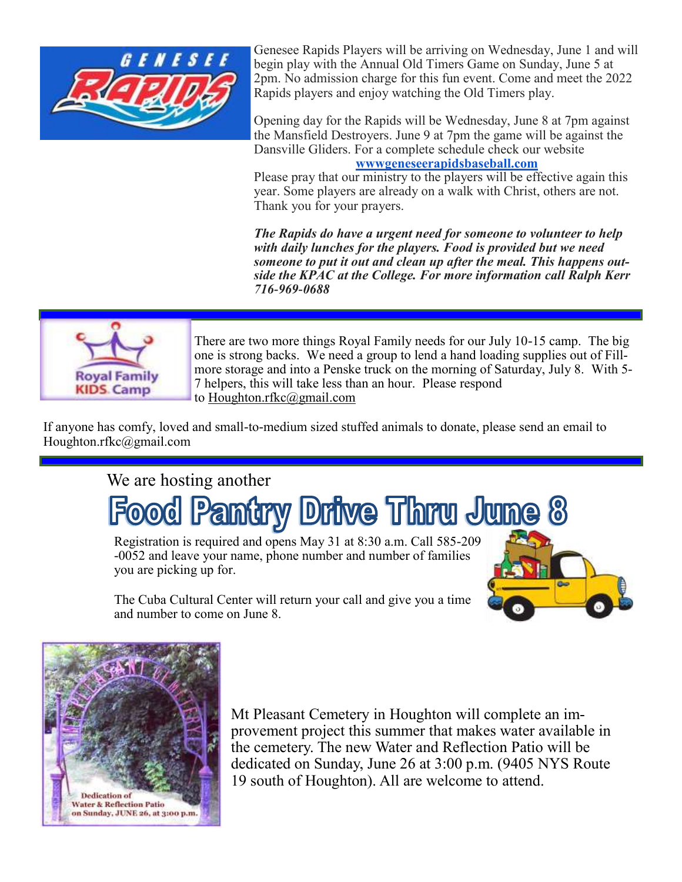Genesee Rapids Players will be arriving on Wednesday, June 1 and will begin play with the Annual Old Timers Game on Sunday, June 5 at 2pm. No admission charge for this fun event. Come and meet the 2022 Rapids players and enjoy watching the Old Timers play.

Opening day for the Rapids will be Wednesday, June 8 at 7pm against the Mansfield Destroyers. June 9 at 7pm the game will be against the Dansville Gliders. For a complete schedule check our website

**wwwgeneseerapidsbaseball.com**

Please pray that our ministry to the players will be effective again this year. Some players are already on a walk with Christ, others are not. Thank you for your prayers.

***The Rapids do have a urgent need for someone to volunteer to help with daily lunches for the players. Food is provided but we need someone to put it out and clean up after the meal. This happens outside the KPAC at the College. For more information call Ralph Kerr 716-969-0688***

---

There are two more things Royal Family needs for our July 10-15 camp. The big one is strong backs. We need a group to lend a hand loading supplies out of Fillmore storage and into a Penske truck on the morning of Saturday, July 8. With 5-7 helpers, this will take less than an hour. Please respond to Houghton.rfkc@gmail.com

If anyone has comfy, loved and small-to-medium sized stuffed animals to donate, please send an email to Houghton.rfkc@gmail.com

---

We are hosting another

# Food Pantry Drive Thru June 8

Registration is required and opens May 31 at 8:30 a.m. Call 585-209-0052 and leave your name, phone number and number of families you are picking up for.

The Cuba Cultural Center will return your call and give you a time and number to come on June 8.

Dedication of Water & Reflection Patio on Sunday, JUNE 26, at 3:00 p.m.

Mt Pleasant Cemetery in Houghton will complete an improvement project this summer that makes water available in the cemetery. The new Water and Reflection Patio will be dedicated on Sunday, June 26 at 3:00 p.m. (9405 NYS Route 19 south of Houghton). All are welcome to attend.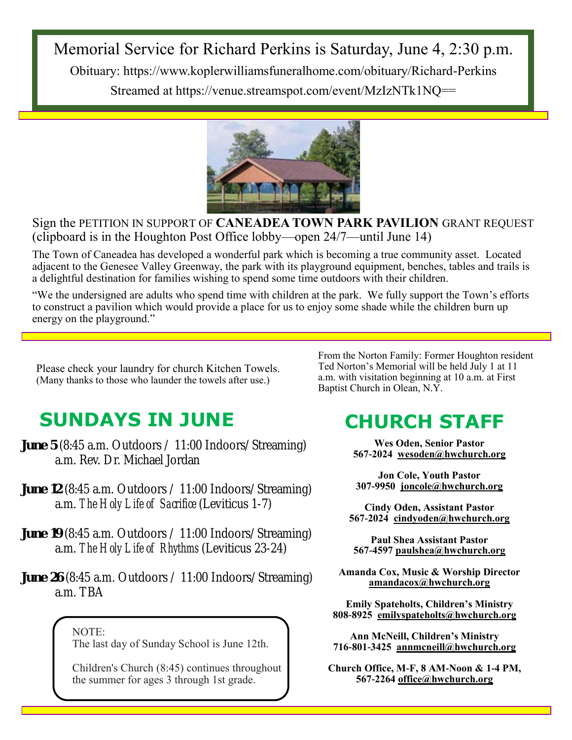Memorial Service for Richard Perkins is Saturday, June 4, 2:30 p.m.

Obituary: https://www.koplerwilliamsfuneralhome.com/obituary/Richard-Perkins

Streamed at https://venue.streamspot.com/event/MzIzNTk1NQ==

Sign the PETITION IN SUPPORT OF **CANEADEA TOWN PARK PAVILION** GRANT REQUEST (clipboard is in the Houghton Post Office lobby—open 24/7—until June 14)

The Town of Caneadea has developed a wonderful park which is becoming a true community asset. Located adjacent to the Genesee Valley Greenway, the park with its playground equipment, benches, tables and trails is a delightful destination for families wishing to spend some time outdoors with their children.

"We the undersigned are adults who spend time with children at the park. We fully support the Town's efforts to construct a pavilion which would provide a place for us to enjoy some shade while the children burn up energy on the playground."

Please check your laundry for church Kitchen Towels. (Many thanks to those who launder the towels after use.)

From the Norton Family: Former Houghton resident Ted Norton's Memorial will be held July 1 at 11 a.m. with visitation beginning at 10 a.m. at First Baptist Church in Olean, N.Y.

## SUNDAYS IN JUNE

**June 5** (8:45 a.m. Outdoors / 11:00 Indoors/Streaming) a.m. Rev. Dr. Michael Jordan

**June 12** (8:45 a.m. Outdoors / 11:00 Indoors/Streaming) a.m. *The Holy Life of Sacrifice* (Leviticus 1-7)

**June 19** (8:45 a.m. Outdoors / 11:00 Indoors/Streaming) a.m. *The Holy Life of Rhythms* (Leviticus 23-24)

**June 26** (8:45 a.m. Outdoors / 11:00 Indoors/Streaming) a.m. TBA

NOTE:
The last day of Sunday School is June 12th.

Children's Church (8:45) continues throughout the summer for ages 3 through 1st grade.

## CHURCH STAFF

**Wes Oden, Senior Pastor**
**567-2024 wesoden@hwchurch.org**

**Jon Cole, Youth Pastor**
**307-9950 joncole@hwchurch.org**

**Cindy Oden, Assistant Pastor**
**567-2024 cindyoden@hwchurch.org**

**Paul Shea Assistant Pastor**
**567-4597 paulshea@hwchurch.org**

**Amanda Cox, Music & Worship Director**
**amandacox@hwchurch.org**

**Emily Spateholts, Children's Ministry**
**808-8925 emilyspateholts@hwchurch.org**

**Ann McNeill, Children's Ministry**
**716-801-3425 annmcneill@hwchurch.org**

**Church Office, M-F, 8 AM-Noon & 1-4 PM,**
**567-2264 office@hwchurch.org**